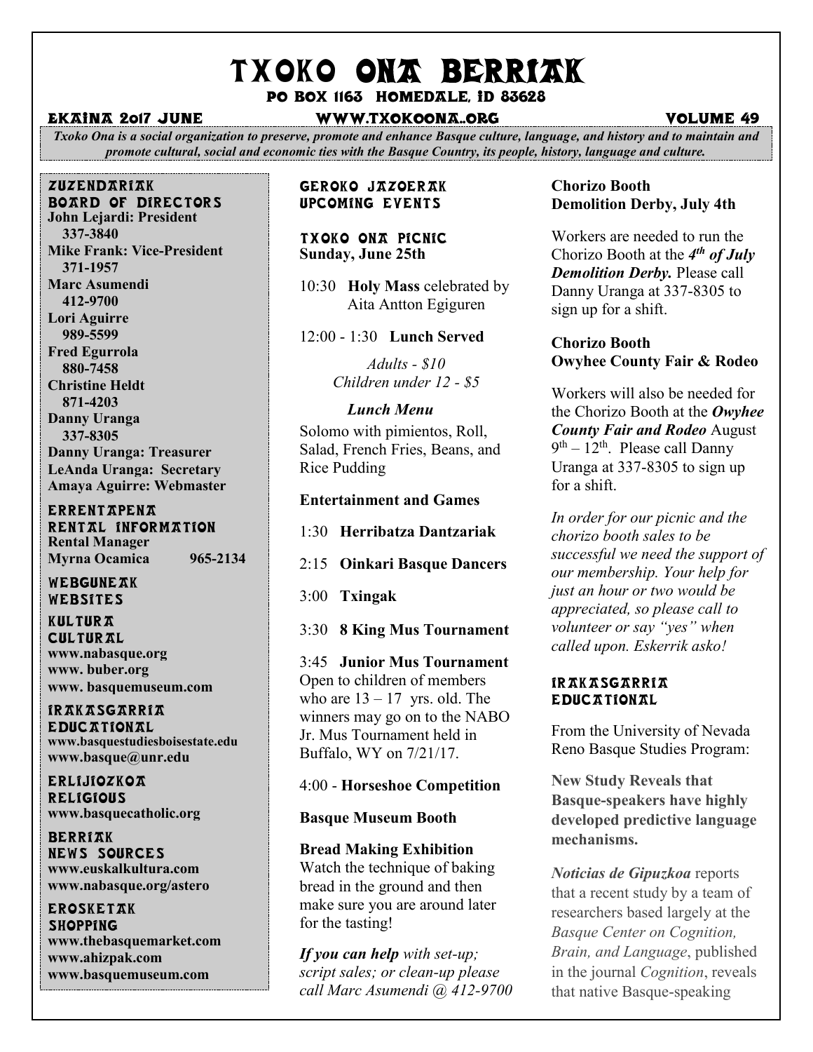# TXOKO ONA BERRIAK

**PO BOX 1163 HOMEDALE, ID 83628**

**EKAINA 2017 JUNE** **WWW.TXOKOONA.ORG** **VOLUME 49**

*Txoko Ona is a social organization to preserve, promote and enhance Basque culture, language, and history and to maintain and promote cultural, social and economic ties with the Basque Country, its people, history, language and culture.*

## ZUZENDARIAK BOARD OF DIRECTORS

**John Lejardi: President 337-3840**
**Mike Frank: Vice-President 371-1957**
**Marc Asumendi 412-9700**
**Lori Aguirre 989-5599**
**Fred Egurrola 880-7458**
**Christine Heldt 871-4203**
**Danny Uranga 337-8305**
**Danny Uranga: Treasurer**
**LeAnda Uranga: Secretary**
**Amaya Aguirre: Webmaster**

## ERRENTAPENA RENTAL INFORMATION

**Rental Manager**
**Myrna Ocamica 965-2134**

## WEBGUNEAK WEBSITES

### KULTURA CULTURAL

**www.nabasque.org**
**www. buber.org**
**www. basquemuseum.com**

### IRAKASGARRIA EDUCATIONAL

**www.basquestudiesboisestate.edu**
**www.basque@unr.edu**

### ERLIJIOZKOA RELIGIOUS

**www.basquecatholic.org**

### BERRIAK NEWS SOURCES

**www.euskalkultura.com**
**www.nabasque.org/astero**

### EROSKETAK SHOPPING

**www.thebasquemarket.com**
**www.ahizpak.com**
**www.basquemuseum.com**

## GEROKO JAZOERAK UPCOMING EVENTS

### TXOKO ONA PICNIC

**Sunday, June 25th**

10:30 **Holy Mass** celebrated by Aita Antton Egiguren

12:00 - 1:30 **Lunch Served**

*Adults - $10*
*Children under 12 - $5*

***Lunch Menu***

Solomo with pimientos, Roll, Salad, French Fries, Beans, and Rice Pudding

**Entertainment and Games**

1:30 **Herribatza Dantzariak**

2:15 **Oinkari Basque Dancers**

3:00 **Txingak**

3:30 **8 King Mus Tournament**

3:45 **Junior Mus Tournament** Open to children of members who are 13 – 17 yrs. old. The winners may go on to the NABO Jr. Mus Tournament held in Buffalo, WY on 7/21/17.

4:00 - **Horseshoe Competition**

**Basque Museum Booth**

**Bread Making Exhibition**
Watch the technique of baking bread in the ground and then make sure you are around later for the tasting!

***If you can help*** *with set-up; script sales; or clean-up please call Marc Asumendi @ 412-9700*

**Chorizo Booth**
**Demolition Derby, July 4th**

Workers are needed to run the Chorizo Booth at the ***4th of July Demolition Derby.*** Please call Danny Uranga at 337-8305 to sign up for a shift.

**Chorizo Booth**
**Owyhee County Fair & Rodeo**

Workers will also be needed for the Chorizo Booth at the ***Owyhee County Fair and Rodeo*** August 9th – 12th. Please call Danny Uranga at 337-8305 to sign up for a shift.

*In order for our picnic and the chorizo booth sales to be successful we need the support of our membership. Your help for just an hour or two would be appreciated, so please call to volunteer or say "yes" when called upon. Eskerrik asko!*

## IRAKASGARRIA EDUCATIONAL

From the University of Nevada Reno Basque Studies Program:

**New Study Reveals that Basque-speakers have highly developed predictive language mechanisms.**

***Noticias de Gipuzkoa*** reports that a recent study by a team of researchers based largely at the *Basque Center on Cognition, Brain, and Language*, published in the journal *Cognition*, reveals that native Basque-speaking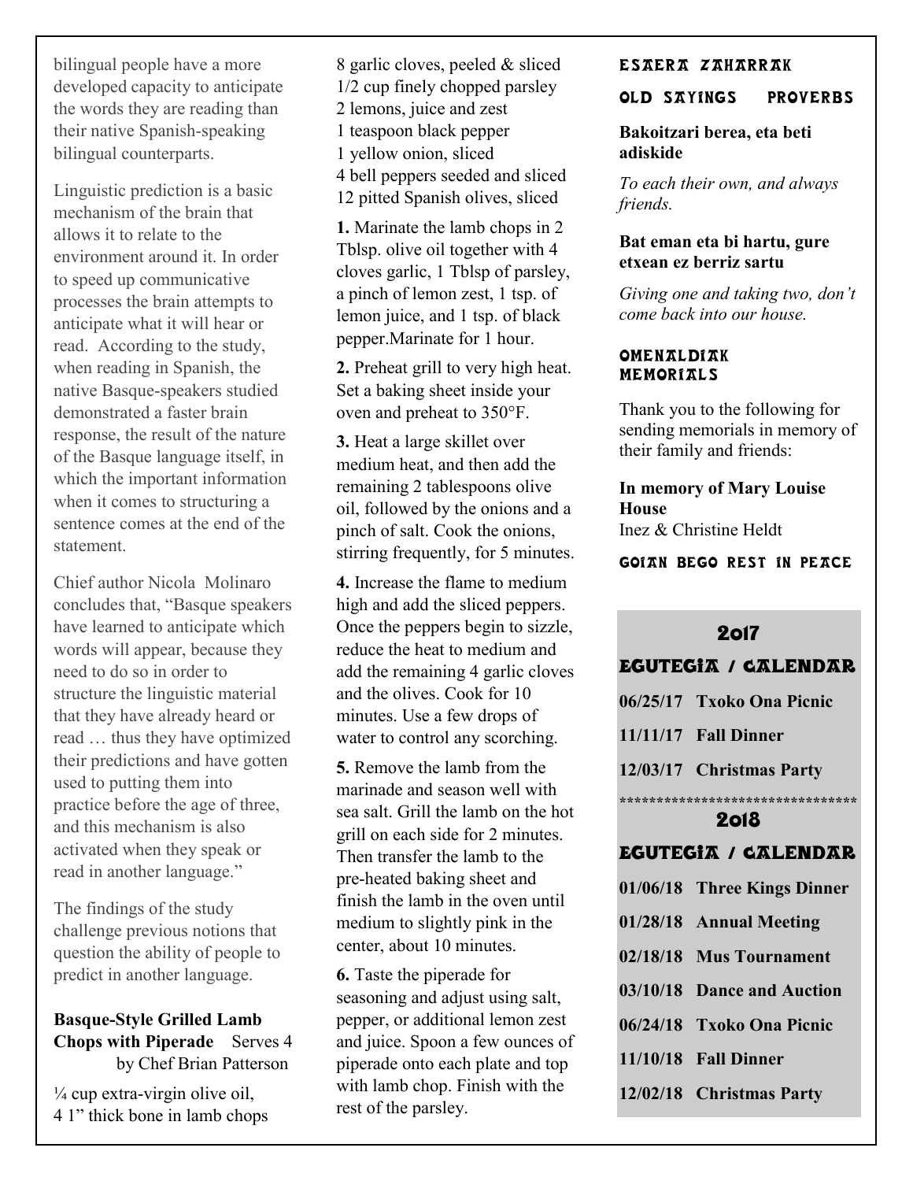bilingual people have a more developed capacity to anticipate the words they are reading than their native Spanish-speaking bilingual counterparts.

Linguistic prediction is a basic mechanism of the brain that allows it to relate to the environment around it. In order to speed up communicative processes the brain attempts to anticipate what it will hear or read. According to the study, when reading in Spanish, the native Basque-speakers studied demonstrated a faster brain response, the result of the nature of the Basque language itself, in which the important information when it comes to structuring a sentence comes at the end of the statement.

Chief author Nicola Molinaro concludes that, "Basque speakers have learned to anticipate which words will appear, because they need to do so in order to structure the linguistic material that they have already heard or read … thus they have optimized their predictions and have gotten used to putting them into practice before the age of three, and this mechanism is also activated when they speak or read in another language."

The findings of the study challenge previous notions that question the ability of people to predict in another language.

**Basque-Style Grilled Lamb Chops with Piperade** Serves 4 by Chef Brian Patterson

¼ cup extra-virgin olive oil,
4 1" thick bone in lamb chops
8 garlic cloves, peeled & sliced
1/2 cup finely chopped parsley
2 lemons, juice and zest
1 teaspoon black pepper
1 yellow onion, sliced
4 bell peppers seeded and sliced
12 pitted Spanish olives, sliced

**1.** Marinate the lamb chops in 2 Tblsp. olive oil together with 4 cloves garlic, 1 Tblsp of parsley, a pinch of lemon zest, 1 tsp. of lemon juice, and 1 tsp. of black pepper.Marinate for 1 hour.

**2.** Preheat grill to very high heat. Set a baking sheet inside your oven and preheat to 350°F.

**3.** Heat a large skillet over medium heat, and then add the remaining 2 tablespoons olive oil, followed by the onions and a pinch of salt. Cook the onions, stirring frequently, for 5 minutes.

**4.** Increase the flame to medium high and add the sliced peppers. Once the peppers begin to sizzle, reduce the heat to medium and add the remaining 4 garlic cloves and the olives. Cook for 10 minutes. Use a few drops of water to control any scorching.

**5.** Remove the lamb from the marinade and season well with sea salt. Grill the lamb on the hot grill on each side for 2 minutes. Then transfer the lamb to the pre-heated baking sheet and finish the lamb in the oven until medium to slightly pink in the center, about 10 minutes.

**6.** Taste the piperade for seasoning and adjust using salt, pepper, or additional lemon zest and juice. Spoon a few ounces of piperade onto each plate and top with lamb chop. Finish with the rest of the parsley.

## ESAERA ZAHARRAK

## OLD SAYINGS PROVERBS

**Bakoitzari berea, eta beti adiskide**

*To each their own, and always friends.*

**Bat eman eta bi hartu, gure etxean ez berriz sartu**

*Giving one and taking two, don't come back into our house.*

## OMENALDIAK MEMORIALS

Thank you to the following for sending memorials in memory of their family and friends:

**In memory of Mary Louise House**
Inez & Christine Heldt

GOIAN BEGO REST IN PEACE

## 2017

## EGUTEGIA / CALENDAR

**06/25/17 Txoko Ona Picnic**

**11/11/17 Fall Dinner**

**12/03/17 Christmas Party**

********************************

## 2018

## EGUTEGIA / CALENDAR

**01/06/18 Three Kings Dinner**

**01/28/18 Annual Meeting**

**02/18/18 Mus Tournament**

**03/10/18 Dance and Auction**

**06/24/18 Txoko Ona Picnic**

**11/10/18 Fall Dinner**

**12/02/18 Christmas Party**